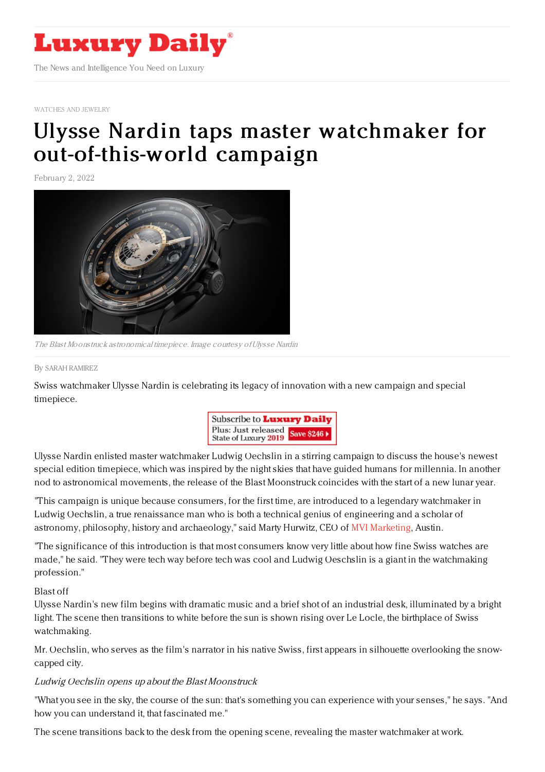WATCHES AND JEWELRY

# Ulysse Nardin taps master watchmaker for out-of-this-world campaign

February 2, 2022

*The Blast Moonstruck astronomical timepiece. Image courtesy of Ulysse Nardin*

By SARAH RAMIREZ

Swiss watchmaker Ulysse Nardin is celebrating its legacy of innovation with a new campaign and special timepiece.

Ulysse Nardin enlisted master watchmaker Ludwig Oechslin in a stirring campaign to discuss the house's newest special edition timepiece, which was inspired by the night skies that have guided humans for millennia. In another nod to astronomical movements, the release of the Blast Moonstruck coincides with the start of a new lunar year.

"This campaign is unique because consumers, for the first time, are introduced to a legendary watchmaker in Ludwig Oechslin, a true renaissance man who is both a technical genius of engineering and a scholar of astronomy, philosophy, history and archaeology," said Marty Hurwitz, CEO of MVI Marketing, Austin.

"The significance of this introduction is that most consumers know very little about how fine Swiss watches are made," he said. "They were tech way before tech was cool and Ludwig Oeschslin is a giant in the watchmaking profession."

Blast off

Ulysse Nardin's new film begins with dramatic music and a brief shot of an industrial desk, illuminated by a bright light. The scene then transitions to white before the sun is shown rising over Le Locle, the birthplace of Swiss watchmaking.

Mr. Oechslin, who serves as the film's narrator in his native Swiss, first appears in silhouette overlooking the snow-capped city.

*Ludwig Oechslin opens up about the Blast Moonstruck*

"What you see in the sky, the course of the sun: that's something you can experience with your senses," he says. "And how you can understand it, that fascinated me."

The scene transitions back to the desk from the opening scene, revealing the master watchmaker at work.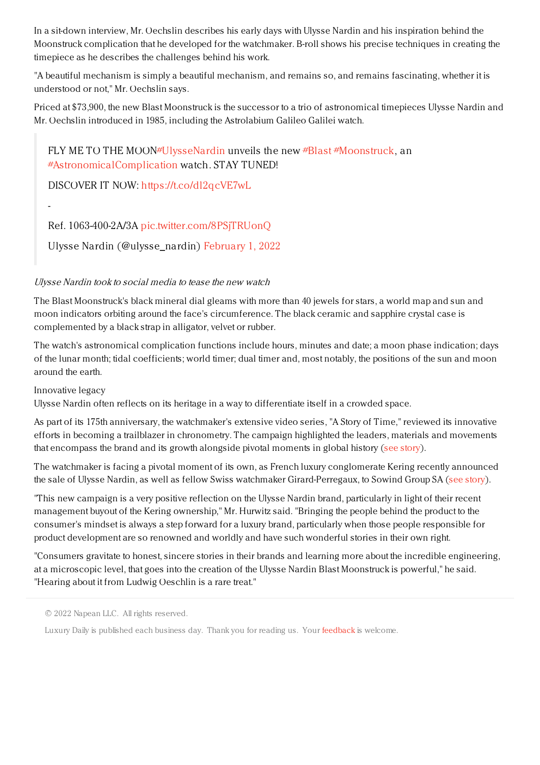In a sit-down interview, Mr. Oechslin describes his early days with Ulysse Nardin and his inspiration behind the Moonstruck complication that he developed for the watchmaker. B-roll shows his precise techniques in creating the timepiece as he describes the challenges behind his work.

"A beautiful mechanism is simply a beautiful mechanism, and remains so, and remains fascinating, whether it is understood or not," Mr. Oechslin says.

Priced at $73,900, the new Blast Moonstruck is the successor to a trio of astronomical timepieces Ulysse Nardin and Mr. Oechslin introduced in 1985, including the Astrolabium Galileo Galilei watch.

> FLY ME TO THE MOON#UlysseNardin unveils the new #Blast #Moonstruck, an #AstronomicalComplication watch. STAY TUNED!
>
> DISCOVER IT NOW: https://t.co/dl2qcVE7wL
>
> -
>
> Ref. 1063-400-2A/3A pic.twitter.com/8PSjTRUonQ
>
> Ulysse Nardin (@ulysse_nardin) February 1, 2022

*Ulysse Nardin took to social media to tease the new watch*

The Blast Moonstruck's black mineral dial gleams with more than 40 jewels for stars, a world map and sun and moon indicators orbiting around the face's circumference. The black ceramic and sapphire crystal case is complemented by a black strap in alligator, velvet or rubber.

The watch's astronomical complication functions include hours, minutes and date; a moon phase indication; days of the lunar month; tidal coefficients; world timer; dual timer and, most notably, the positions of the sun and moon around the earth.

Innovative legacy

Ulysse Nardin often reflects on its heritage in a way to differentiate itself in a crowded space.

As part of its 175th anniversary, the watchmaker's extensive video series, "A Story of Time," reviewed its innovative efforts in becoming a trailblazer in chronometry. The campaign highlighted the leaders, materials and movements that encompass the brand and its growth alongside pivotal moments in global history (see story).

The watchmaker is facing a pivotal moment of its own, as French luxury conglomerate Kering recently announced the sale of Ulysse Nardin, as well as fellow Swiss watchmaker Girard-Perregaux, to Sowind Group SA (see story).

"This new campaign is a very positive reflection on the Ulysse Nardin brand, particularly in light of their recent management buyout of the Kering ownership," Mr. Hurwitz said. "Bringing the people behind the product to the consumer's mindset is always a step forward for a luxury brand, particularly when those people responsible for product development are so renowned and worldly and have such wonderful stories in their own right.

"Consumers gravitate to honest, sincere stories in their brands and learning more about the incredible engineering, at a microscopic level, that goes into the creation of the Ulysse Nardin Blast Moonstruck is powerful," he said. "Hearing about it from Ludwig Oeschlin is a rare treat."

© 2022 Napean LLC. All rights reserved.

Luxury Daily is published each business day. Thank you for reading us. Your feedback is welcome.